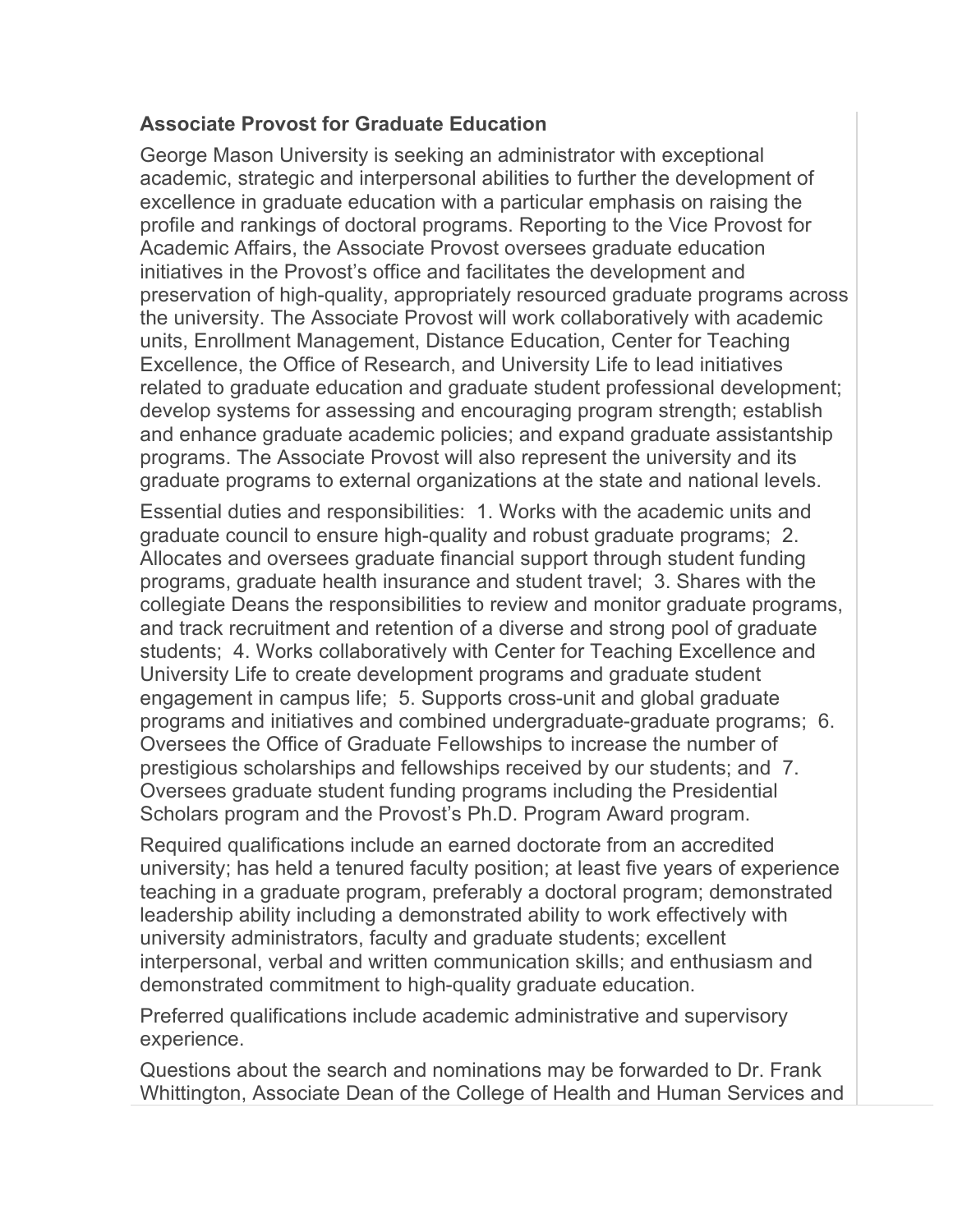**Associate Provost for Graduate Education**

George Mason University is seeking an administrator with exceptional academic, strategic and interpersonal abilities to further the development of excellence in graduate education with a particular emphasis on raising the profile and rankings of doctoral programs. Reporting to the Vice Provost for Academic Affairs, the Associate Provost oversees graduate education initiatives in the Provost's office and facilitates the development and preservation of high-quality, appropriately resourced graduate programs across the university. The Associate Provost will work collaboratively with academic units, Enrollment Management, Distance Education, Center for Teaching Excellence, the Office of Research, and University Life to lead initiatives related to graduate education and graduate student professional development; develop systems for assessing and encouraging program strength; establish and enhance graduate academic policies; and expand graduate assistantship programs. The Associate Provost will also represent the university and its graduate programs to external organizations at the state and national levels.

Essential duties and responsibilities: 1. Works with the academic units and graduate council to ensure high-quality and robust graduate programs; 2. Allocates and oversees graduate financial support through student funding programs, graduate health insurance and student travel; 3. Shares with the collegiate Deans the responsibilities to review and monitor graduate programs, and track recruitment and retention of a diverse and strong pool of graduate students; 4. Works collaboratively with Center for Teaching Excellence and University Life to create development programs and graduate student engagement in campus life; 5. Supports cross-unit and global graduate programs and initiatives and combined undergraduate-graduate programs; 6. Oversees the Office of Graduate Fellowships to increase the number of prestigious scholarships and fellowships received by our students; and 7. Oversees graduate student funding programs including the Presidential Scholars program and the Provost's Ph.D. Program Award program.

Required qualifications include an earned doctorate from an accredited university; has held a tenured faculty position; at least five years of experience teaching in a graduate program, preferably a doctoral program; demonstrated leadership ability including a demonstrated ability to work effectively with university administrators, faculty and graduate students; excellent interpersonal, verbal and written communication skills; and enthusiasm and demonstrated commitment to high-quality graduate education.

Preferred qualifications include academic administrative and supervisory experience.

Questions about the search and nominations may be forwarded to Dr. Frank Whittington, Associate Dean of the College of Health and Human Services and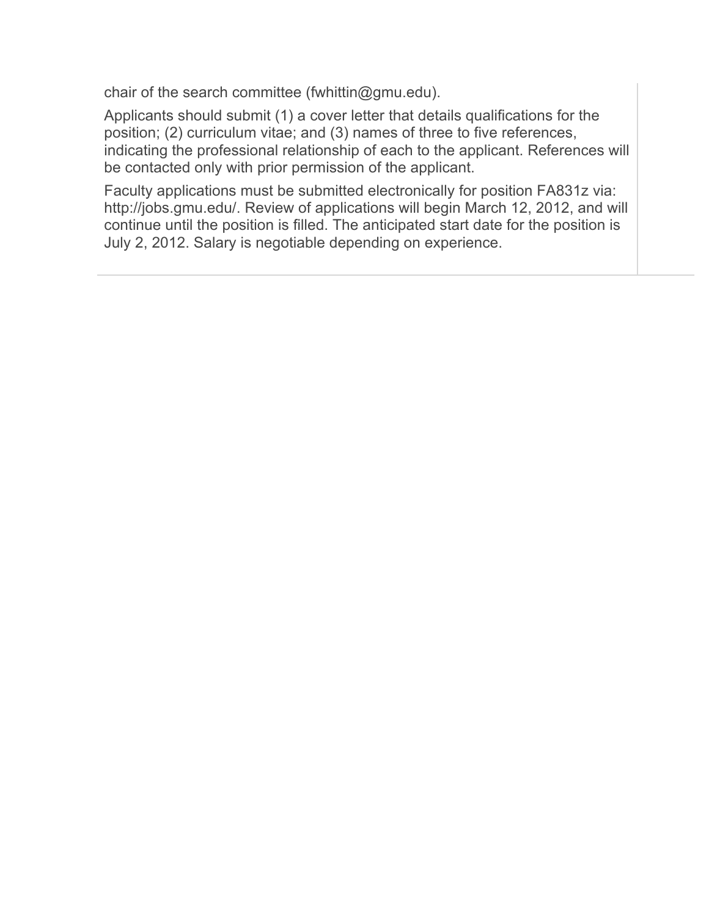chair of the search committee (fwhittin@gmu.edu).

Applicants should submit (1) a cover letter that details qualifications for the position; (2) curriculum vitae; and (3) names of three to five references, indicating the professional relationship of each to the applicant. References will be contacted only with prior permission of the applicant.

Faculty applications must be submitted electronically for position FA831z via: http://jobs.gmu.edu/. Review of applications will begin March 12, 2012, and will continue until the position is filled. The anticipated start date for the position is July 2, 2012. Salary is negotiable depending on experience.